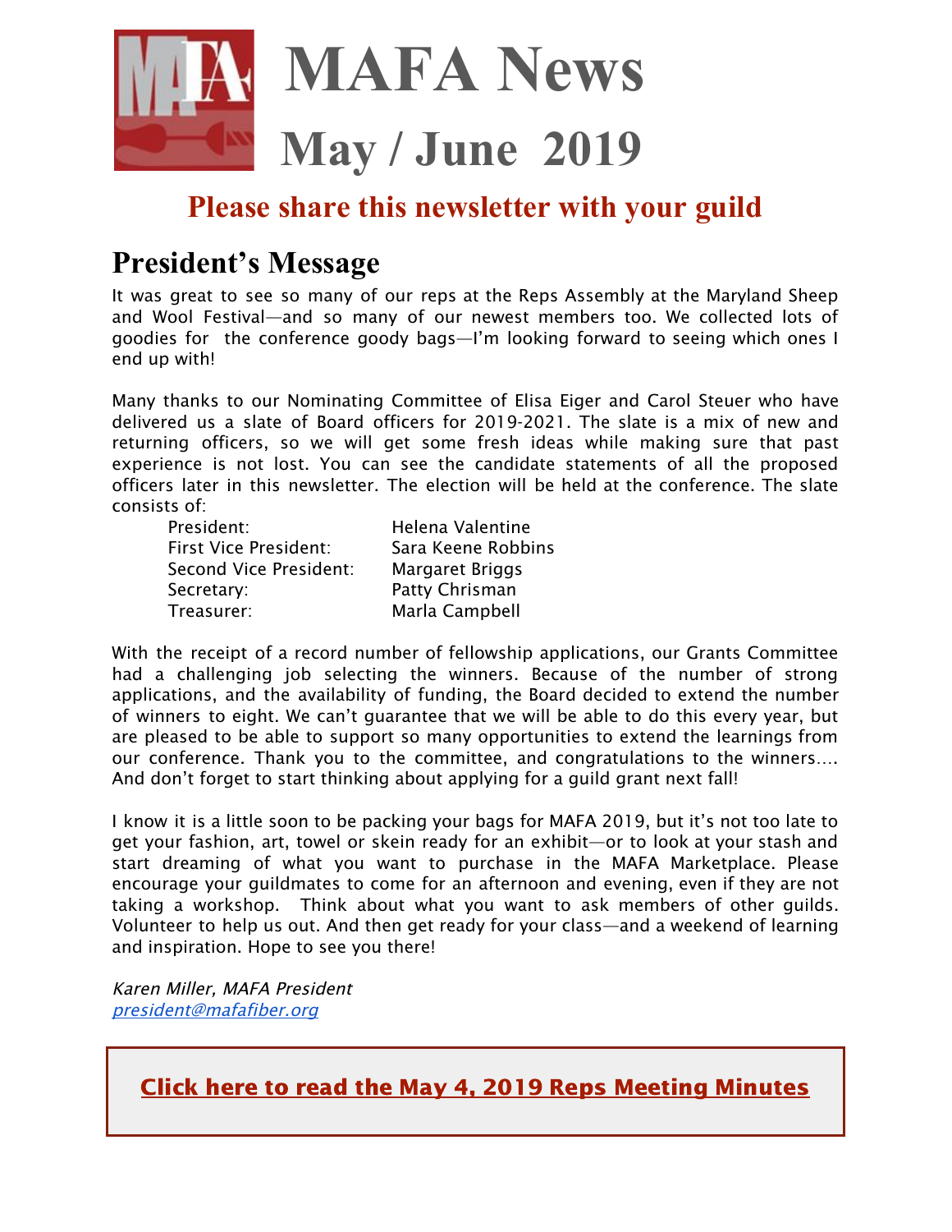# MAFA News

# May / June 2019

**Please share this newsletter with your guild**

## President's Message

It was great to see so many of our reps at the Reps Assembly at the Maryland Sheep and Wool Festival—and so many of our newest members too. We collected lots of goodies for the conference goody bags—I'm looking forward to seeing which ones I end up with!

Many thanks to our Nominating Committee of Elisa Eiger and Carol Steuer who have delivered us a slate of Board officers for 2019-2021. The slate is a mix of new and returning officers, so we will get some fresh ideas while making sure that past experience is not lost. You can see the candidate statements of all the proposed officers later in this newsletter. The election will be held at the conference. The slate consists of:

| | |
|---|---|
| President: | Helena Valentine |
| First Vice President: | Sara Keene Robbins |
| Second Vice President: | Margaret Briggs |
| Secretary: | Patty Chrisman |
| Treasurer: | Marla Campbell |

With the receipt of a record number of fellowship applications, our Grants Committee had a challenging job selecting the winners. Because of the number of strong applications, and the availability of funding, the Board decided to extend the number of winners to eight. We can't guarantee that we will be able to do this every year, but are pleased to be able to support so many opportunities to extend the learnings from our conference. Thank you to the committee, and congratulations to the winners…. And don't forget to start thinking about applying for a guild grant next fall!

I know it is a little soon to be packing your bags for MAFA 2019, but it's not too late to get your fashion, art, towel or skein ready for an exhibit—or to look at your stash and start dreaming of what you want to purchase in the MAFA Marketplace. Please encourage your guildmates to come for an afternoon and evening, even if they are not taking a workshop. Think about what you want to ask members of other guilds. Volunteer to help us out. And then get ready for your class—and a weekend of learning and inspiration. Hope to see you there!

*Karen Miller, MAFA President*
*president@mafafiber.org*

**Click here to read the May 4, 2019 Reps Meeting Minutes**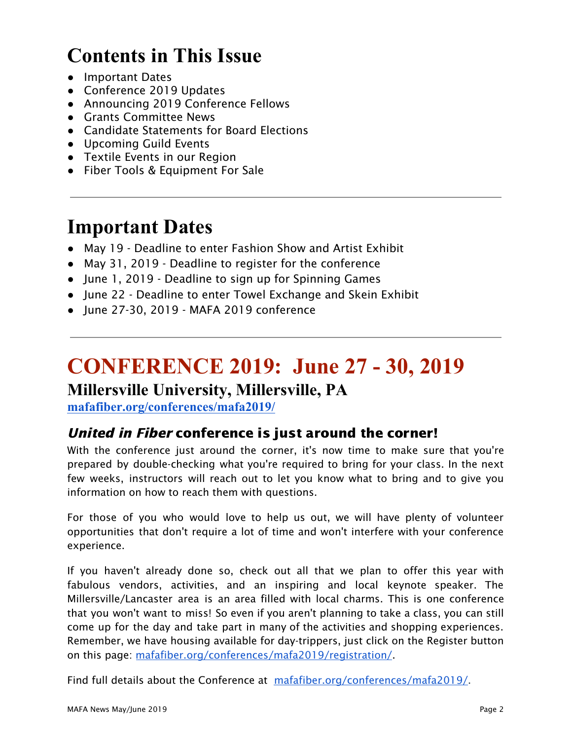# Contents in This Issue

- Important Dates
- Conference 2019 Updates
- Announcing 2019 Conference Fellows
- Grants Committee News
- Candidate Statements for Board Elections
- Upcoming Guild Events
- Textile Events in our Region
- Fiber Tools & Equipment For Sale

---

# Important Dates

- May 19 - Deadline to enter Fashion Show and Artist Exhibit
- May 31, 2019 - Deadline to register for the conference
- June 1, 2019 - Deadline to sign up for Spinning Games
- June 22 - Deadline to enter Towel Exchange and Skein Exhibit
- June 27-30, 2019 - MAFA 2019 conference

---

# CONFERENCE 2019: June 27 - 30, 2019

## Millersville University, Millersville, PA

**mafafiber.org/conferences/mafa2019/**

### *United in Fiber* conference is just around the corner!

With the conference just around the corner, it's now time to make sure that you're prepared by double-checking what you're required to bring for your class. In the next few weeks, instructors will reach out to let you know what to bring and to give you information on how to reach them with questions.

For those of you who would love to help us out, we will have plenty of volunteer opportunities that don't require a lot of time and won't interfere with your conference experience.

If you haven't already done so, check out all that we plan to offer this year with fabulous vendors, activities, and an inspiring and local keynote speaker. The Millersville/Lancaster area is an area filled with local charms. This is one conference that you won't want to miss! So even if you aren't planning to take a class, you can still come up for the day and take part in many of the activities and shopping experiences. Remember, we have housing available for day-trippers, just click on the Register button on this page: mafafiber.org/conferences/mafa2019/registration/.

Find full details about the Conference at mafafiber.org/conferences/mafa2019/.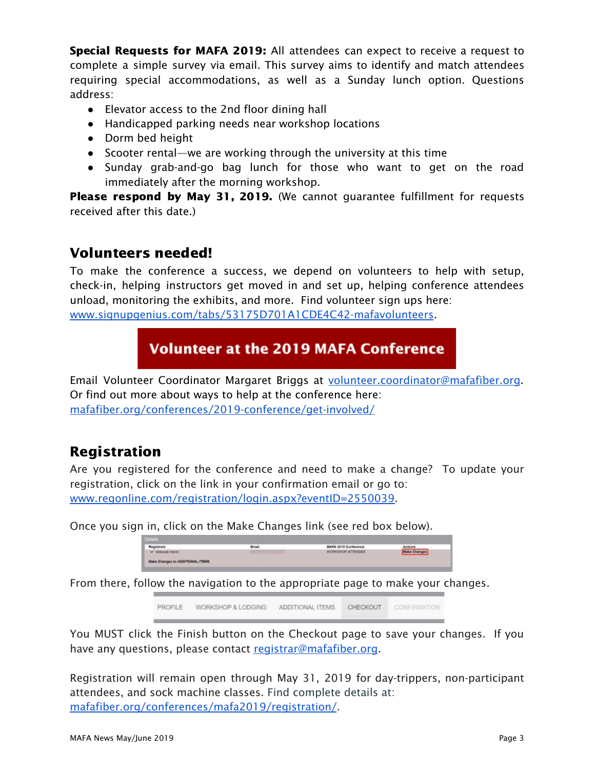**Special Requests for MAFA 2019:** All attendees can expect to receive a request to complete a simple survey via email. This survey aims to identify and match attendees requiring special accommodations, as well as a Sunday lunch option. Questions address:

- Elevator access to the 2nd floor dining hall
- Handicapped parking needs near workshop locations
- Dorm bed height
- Scooter rental—we are working through the university at this time
- Sunday grab-and-go bag lunch for those who want to get on the road immediately after the morning workshop.

**Please respond by May 31, 2019.** (We cannot guarantee fulfillment for requests received after this date.)

## Volunteers needed!

To make the conference a success, we depend on volunteers to help with setup, check-in, helping instructors get moved in and set up, helping conference attendees unload, monitoring the exhibits, and more. Find volunteer sign ups here: www.signupgenius.com/tabs/53175D701A1CDE4C42-mafavolunteers.

**Volunteer at the 2019 MAFA Conference**

Email Volunteer Coordinator Margaret Briggs at volunteer.coordinator@mafafiber.org. Or find out more about ways to help at the conference here: mafafiber.org/conferences/2019-conference/get-involved/

## Registration

Are you registered for the conference and need to make a change? To update your registration, click on the link in your confirmation email or go to: www.regonline.com/registration/login.aspx?eventID=2550039.

Once you sign in, click on the Make Changes link (see red box below).

From there, follow the navigation to the appropriate page to make your changes.

PROFILE | WORKSHOP & LODGING | ADDITIONAL ITEMS | CHECKOUT | CONFIRMATION

You MUST click the Finish button on the Checkout page to save your changes. If you have any questions, please contact registrar@mafafiber.org.

Registration will remain open through May 31, 2019 for day-trippers, non-participant attendees, and sock machine classes. Find complete details at: mafafiber.org/conferences/mafa2019/registration/.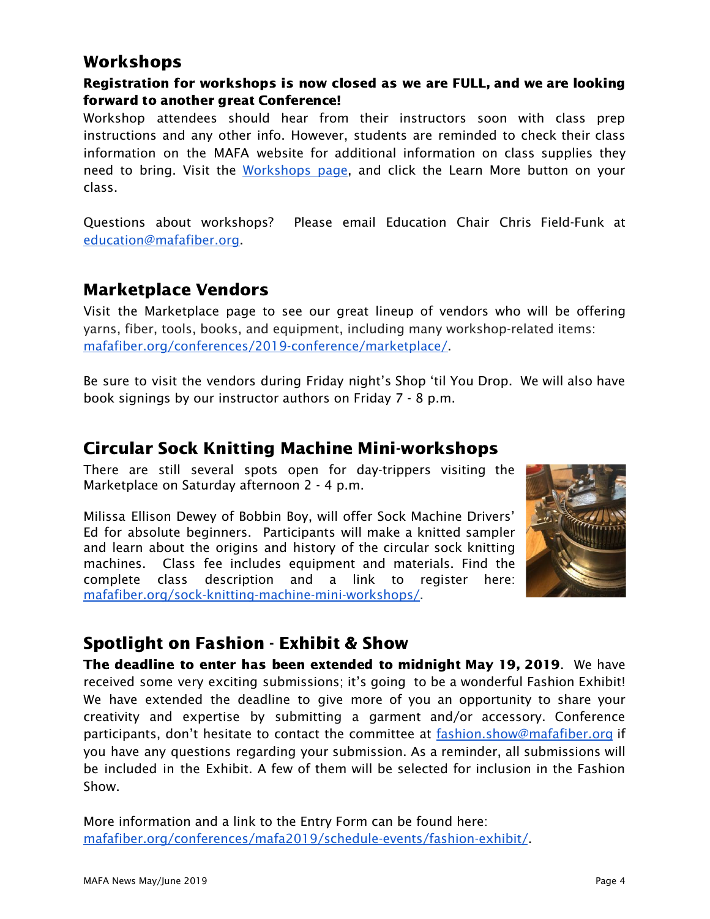## Workshops

**Registration for workshops is now closed as we are FULL, and we are looking forward to another great Conference!**

Workshop attendees should hear from their instructors soon with class prep instructions and any other info. However, students are reminded to check their class information on the MAFA website for additional information on class supplies they need to bring. Visit the [Workshops page](), and click the Learn More button on your class.

Questions about workshops? Please email Education Chair Chris Field-Funk at education@mafafiber.org.

## Marketplace Vendors

Visit the Marketplace page to see our great lineup of vendors who will be offering yarns, fiber, tools, books, and equipment, including many workshop-related items: mafafiber.org/conferences/2019-conference/marketplace/.

Be sure to visit the vendors during Friday night's Shop 'til You Drop. We will also have book signings by our instructor authors on Friday 7 - 8 p.m.

## Circular Sock Knitting Machine Mini-workshops

There are still several spots open for day-trippers visiting the Marketplace on Saturday afternoon 2 - 4 p.m.

Milissa Ellison Dewey of Bobbin Boy, will offer Sock Machine Drivers' Ed for absolute beginners. Participants will make a knitted sampler and learn about the origins and history of the circular sock knitting machines. Class fee includes equipment and materials. Find the complete class description and a link to register here: mafafiber.org/sock-knitting-machine-mini-workshops/.

## Spotlight on Fashion - Exhibit & Show

**The deadline to enter has been extended to midnight May 19, 2019**. We have received some very exciting submissions; it's going to be a wonderful Fashion Exhibit! We have extended the deadline to give more of you an opportunity to share your creativity and expertise by submitting a garment and/or accessory. Conference participants, don't hesitate to contact the committee at fashion.show@mafafiber.org if you have any questions regarding your submission. As a reminder, all submissions will be included in the Exhibit. A few of them will be selected for inclusion in the Fashion Show.

More information and a link to the Entry Form can be found here: mafafiber.org/conferences/mafa2019/schedule-events/fashion-exhibit/.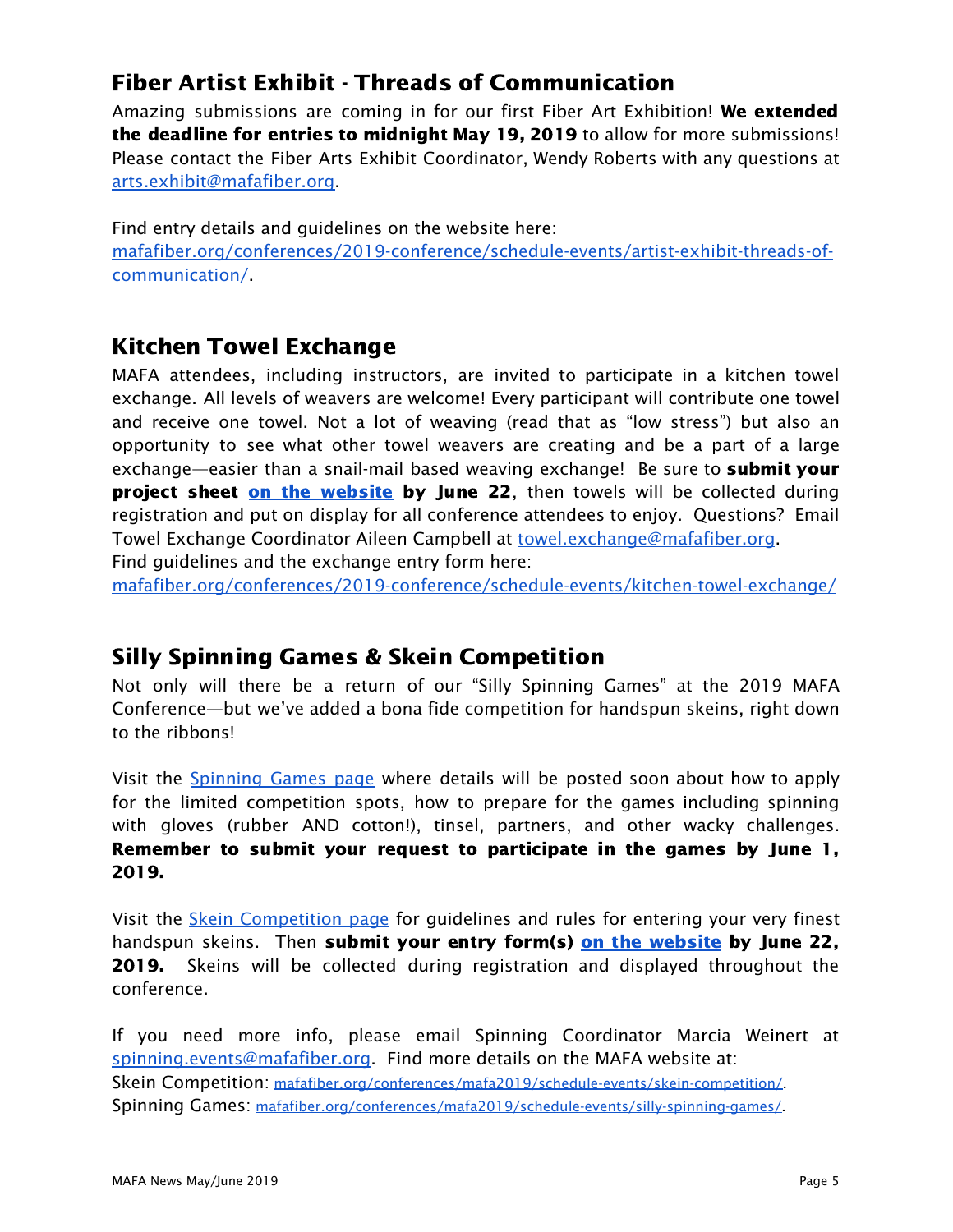## Fiber Artist Exhibit - Threads of Communication

Amazing submissions are coming in for our first Fiber Art Exhibition! **We extended the deadline for entries to midnight May 19, 2019** to allow for more submissions! Please contact the Fiber Arts Exhibit Coordinator, Wendy Roberts with any questions at arts.exhibit@mafafiber.org.

Find entry details and guidelines on the website here: mafafiber.org/conferences/2019-conference/schedule-events/artist-exhibit-threads-of-communication/.

## Kitchen Towel Exchange

MAFA attendees, including instructors, are invited to participate in a kitchen towel exchange. All levels of weavers are welcome! Every participant will contribute one towel and receive one towel. Not a lot of weaving (read that as "low stress") but also an opportunity to see what other towel weavers are creating and be a part of a large exchange—easier than a snail-mail based weaving exchange! Be sure to **submit your project sheet on the website by June 22**, then towels will be collected during registration and put on display for all conference attendees to enjoy. Questions? Email Towel Exchange Coordinator Aileen Campbell at towel.exchange@mafafiber.org.
Find guidelines and the exchange entry form here:
mafafiber.org/conferences/2019-conference/schedule-events/kitchen-towel-exchange/

## Silly Spinning Games & Skein Competition

Not only will there be a return of our "Silly Spinning Games" at the 2019 MAFA Conference—but we've added a bona fide competition for handspun skeins, right down to the ribbons!

Visit the Spinning Games page where details will be posted soon about how to apply for the limited competition spots, how to prepare for the games including spinning with gloves (rubber AND cotton!), tinsel, partners, and other wacky challenges. **Remember to submit your request to participate in the games by June 1, 2019.**

Visit the Skein Competition page for guidelines and rules for entering your very finest handspun skeins. Then **submit your entry form(s) on the website by June 22, 2019.** Skeins will be collected during registration and displayed throughout the conference.

If you need more info, please email Spinning Coordinator Marcia Weinert at spinning.events@mafafiber.org. Find more details on the MAFA website at:
Skein Competition: mafafiber.org/conferences/mafa2019/schedule-events/skein-competition/.
Spinning Games: mafafiber.org/conferences/mafa2019/schedule-events/silly-spinning-games/.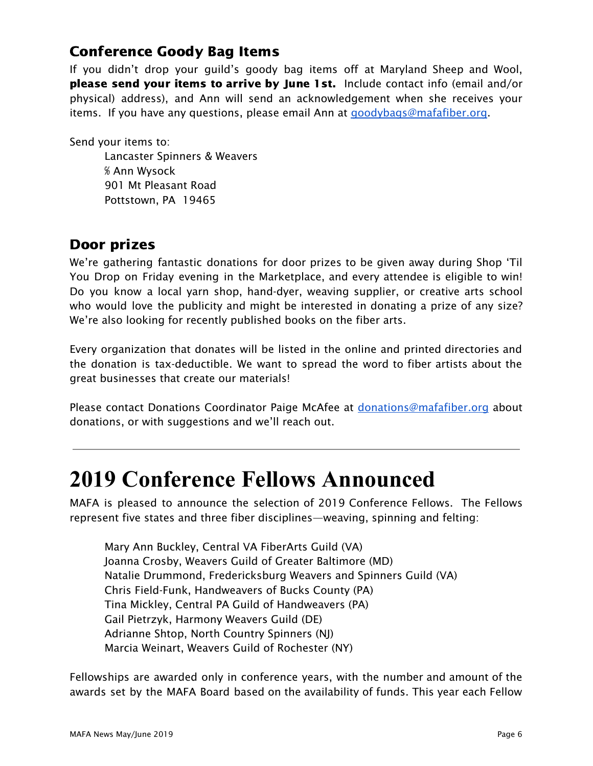### Conference Goody Bag Items

If you didn't drop your guild's goody bag items off at Maryland Sheep and Wool, **please send your items to arrive by June 1st.** Include contact info (email and/or physical) address), and Ann will send an acknowledgement when she receives your items. If you have any questions, please email Ann at goodybags@mafafiber.org.

Send your items to:

Lancaster Spinners & Weavers
℅ Ann Wysock
901 Mt Pleasant Road
Pottstown, PA 19465

### Door prizes

We're gathering fantastic donations for door prizes to be given away during Shop 'Til You Drop on Friday evening in the Marketplace, and every attendee is eligible to win! Do you know a local yarn shop, hand-dyer, weaving supplier, or creative arts school who would love the publicity and might be interested in donating a prize of any size? We're also looking for recently published books on the fiber arts.

Every organization that donates will be listed in the online and printed directories and the donation is tax-deductible. We want to spread the word to fiber artists about the great businesses that create our materials!

Please contact Donations Coordinator Paige McAfee at donations@mafafiber.org about donations, or with suggestions and we'll reach out.

---

# 2019 Conference Fellows Announced

MAFA is pleased to announce the selection of 2019 Conference Fellows. The Fellows represent five states and three fiber disciplines—weaving, spinning and felting:

Mary Ann Buckley, Central VA FiberArts Guild (VA)
Joanna Crosby, Weavers Guild of Greater Baltimore (MD)
Natalie Drummond, Fredericksburg Weavers and Spinners Guild (VA)
Chris Field-Funk, Handweavers of Bucks County (PA)
Tina Mickley, Central PA Guild of Handweavers (PA)
Gail Pietrzyk, Harmony Weavers Guild (DE)
Adrianne Shtop, North Country Spinners (NJ)
Marcia Weinart, Weavers Guild of Rochester (NY)

Fellowships are awarded only in conference years, with the number and amount of the awards set by the MAFA Board based on the availability of funds. This year each Fellow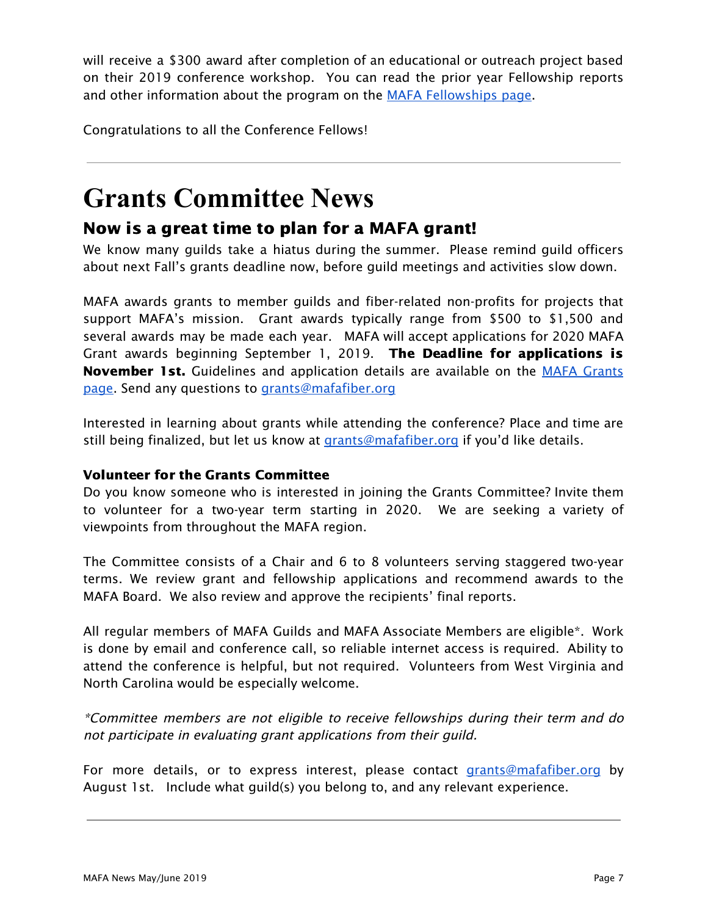will receive a $300 award after completion of an educational or outreach project based on their 2019 conference workshop. You can read the prior year Fellowship reports and other information about the program on the [MAFA Fellowships page](#).

Congratulations to all the Conference Fellows!

---

# Grants Committee News

## Now is a great time to plan for a MAFA grant!

We know many guilds take a hiatus during the summer. Please remind guild officers about next Fall's grants deadline now, before guild meetings and activities slow down.

MAFA awards grants to member guilds and fiber-related non-profits for projects that support MAFA's mission. Grant awards typically range from $500 to $1,500 and several awards may be made each year. MAFA will accept applications for 2020 MAFA Grant awards beginning September 1, 2019. **The Deadline for applications is November 1st.** Guidelines and application details are available on the [MAFA Grants page](#). Send any questions to [grants@mafafiber.org](mailto:grants@mafafiber.org)

Interested in learning about grants while attending the conference? Place and time are still being finalized, but let us know at [grants@mafafiber.org](mailto:grants@mafafiber.org) if you'd like details.

### Volunteer for the Grants Committee

Do you know someone who is interested in joining the Grants Committee? Invite them to volunteer for a two-year term starting in 2020. We are seeking a variety of viewpoints from throughout the MAFA region.

The Committee consists of a Chair and 6 to 8 volunteers serving staggered two-year terms. We review grant and fellowship applications and recommend awards to the MAFA Board. We also review and approve the recipients' final reports.

All regular members of MAFA Guilds and MAFA Associate Members are eligible*. Work is done by email and conference call, so reliable internet access is required. Ability to attend the conference is helpful, but not required. Volunteers from West Virginia and North Carolina would be especially welcome.

*\*Committee members are not eligible to receive fellowships during their term and do not participate in evaluating grant applications from their guild.*

For more details, or to express interest, please contact [grants@mafafiber.org](mailto:grants@mafafiber.org) by August 1st. Include what guild(s) you belong to, and any relevant experience.

---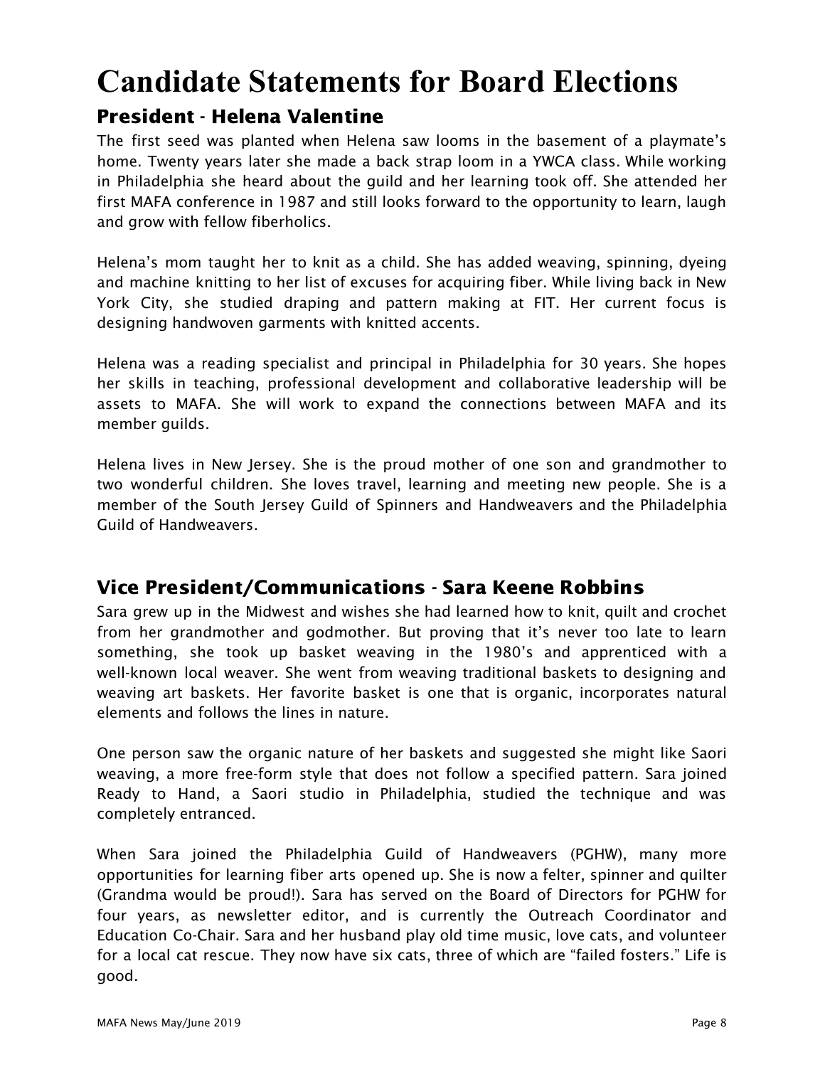# Candidate Statements for Board Elections

## President - Helena Valentine

The first seed was planted when Helena saw looms in the basement of a playmate's home. Twenty years later she made a back strap loom in a YWCA class. While working in Philadelphia she heard about the guild and her learning took off. She attended her first MAFA conference in 1987 and still looks forward to the opportunity to learn, laugh and grow with fellow fiberholics.

Helena's mom taught her to knit as a child. She has added weaving, spinning, dyeing and machine knitting to her list of excuses for acquiring fiber. While living back in New York City, she studied draping and pattern making at FIT. Her current focus is designing handwoven garments with knitted accents.

Helena was a reading specialist and principal in Philadelphia for 30 years. She hopes her skills in teaching, professional development and collaborative leadership will be assets to MAFA. She will work to expand the connections between MAFA and its member guilds.

Helena lives in New Jersey. She is the proud mother of one son and grandmother to two wonderful children. She loves travel, learning and meeting new people. She is a member of the South Jersey Guild of Spinners and Handweavers and the Philadelphia Guild of Handweavers.

## Vice President/Communications - Sara Keene Robbins

Sara grew up in the Midwest and wishes she had learned how to knit, quilt and crochet from her grandmother and godmother. But proving that it's never too late to learn something, she took up basket weaving in the 1980's and apprenticed with a well-known local weaver. She went from weaving traditional baskets to designing and weaving art baskets. Her favorite basket is one that is organic, incorporates natural elements and follows the lines in nature.

One person saw the organic nature of her baskets and suggested she might like Saori weaving, a more free-form style that does not follow a specified pattern. Sara joined Ready to Hand, a Saori studio in Philadelphia, studied the technique and was completely entranced.

When Sara joined the Philadelphia Guild of Handweavers (PGHW), many more opportunities for learning fiber arts opened up. She is now a felter, spinner and quilter (Grandma would be proud!). Sara has served on the Board of Directors for PGHW for four years, as newsletter editor, and is currently the Outreach Coordinator and Education Co-Chair. Sara and her husband play old time music, love cats, and volunteer for a local cat rescue. They now have six cats, three of which are "failed fosters." Life is good.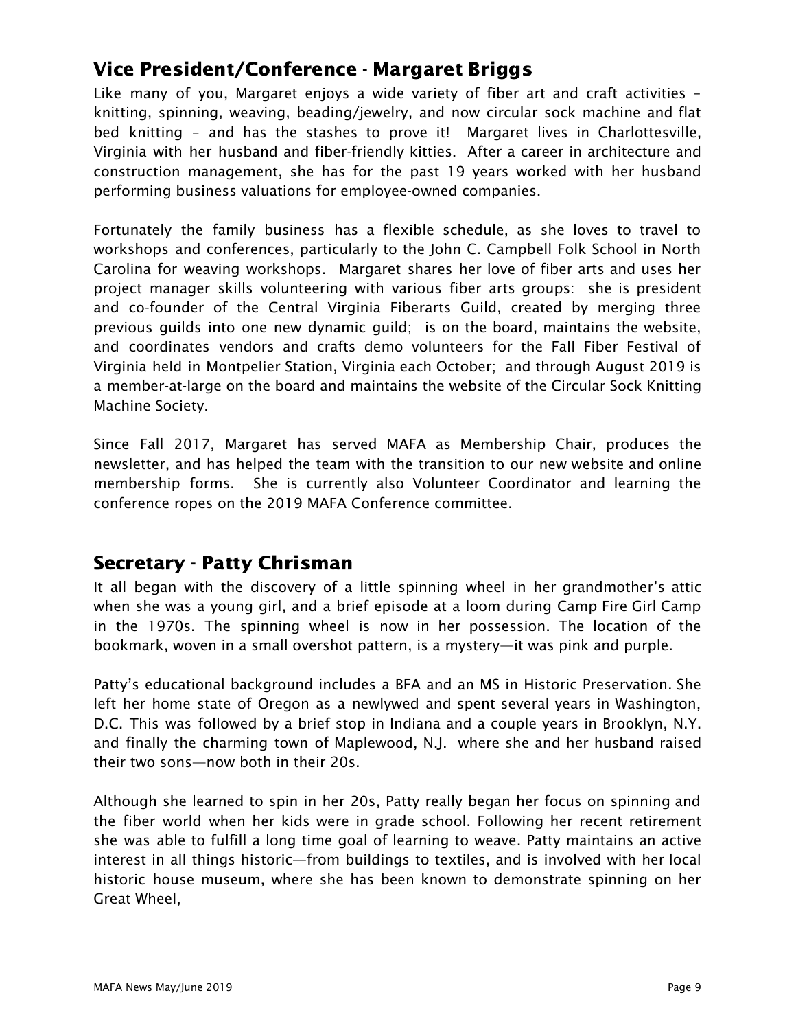## Vice President/Conference - Margaret Briggs

Like many of you, Margaret enjoys a wide variety of fiber art and craft activities – knitting, spinning, weaving, beading/jewelry, and now circular sock machine and flat bed knitting – and has the stashes to prove it! Margaret lives in Charlottesville, Virginia with her husband and fiber-friendly kitties. After a career in architecture and construction management, she has for the past 19 years worked with her husband performing business valuations for employee-owned companies.

Fortunately the family business has a flexible schedule, as she loves to travel to workshops and conferences, particularly to the John C. Campbell Folk School in North Carolina for weaving workshops. Margaret shares her love of fiber arts and uses her project manager skills volunteering with various fiber arts groups: she is president and co-founder of the Central Virginia Fiberarts Guild, created by merging three previous guilds into one new dynamic guild; is on the board, maintains the website, and coordinates vendors and crafts demo volunteers for the Fall Fiber Festival of Virginia held in Montpelier Station, Virginia each October; and through August 2019 is a member-at-large on the board and maintains the website of the Circular Sock Knitting Machine Society.

Since Fall 2017, Margaret has served MAFA as Membership Chair, produces the newsletter, and has helped the team with the transition to our new website and online membership forms. She is currently also Volunteer Coordinator and learning the conference ropes on the 2019 MAFA Conference committee.

## Secretary - Patty Chrisman

It all began with the discovery of a little spinning wheel in her grandmother's attic when she was a young girl, and a brief episode at a loom during Camp Fire Girl Camp in the 1970s. The spinning wheel is now in her possession. The location of the bookmark, woven in a small overshot pattern, is a mystery—it was pink and purple.

Patty's educational background includes a BFA and an MS in Historic Preservation. She left her home state of Oregon as a newlywed and spent several years in Washington, D.C. This was followed by a brief stop in Indiana and a couple years in Brooklyn, N.Y. and finally the charming town of Maplewood, N.J. where she and her husband raised their two sons—now both in their 20s.

Although she learned to spin in her 20s, Patty really began her focus on spinning and the fiber world when her kids were in grade school. Following her recent retirement she was able to fulfill a long time goal of learning to weave. Patty maintains an active interest in all things historic—from buildings to textiles, and is involved with her local historic house museum, where she has been known to demonstrate spinning on her Great Wheel,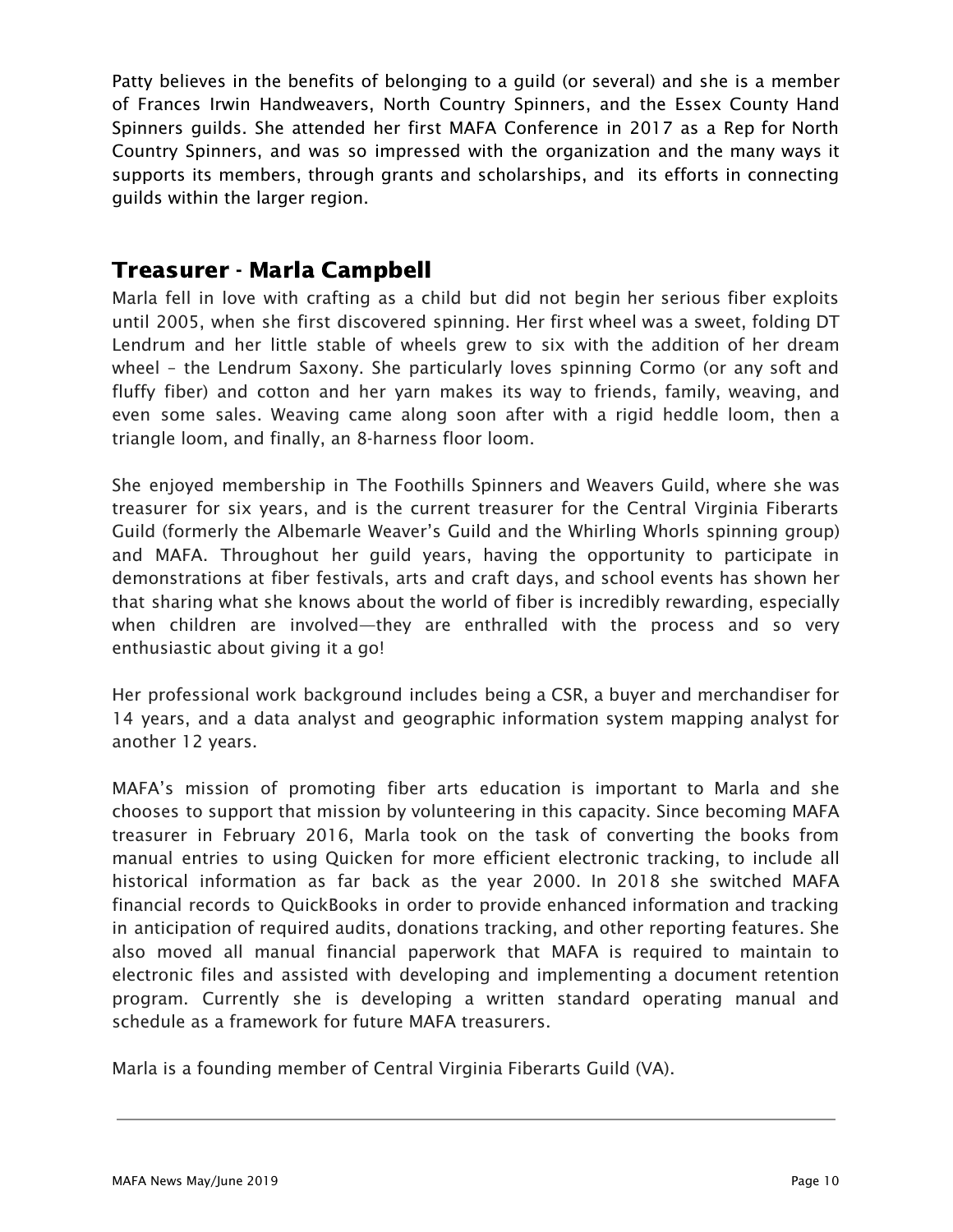Patty believes in the benefits of belonging to a guild (or several) and she is a member of Frances Irwin Handweavers, North Country Spinners, and the Essex County Hand Spinners guilds. She attended her first MAFA Conference in 2017 as a Rep for North Country Spinners, and was so impressed with the organization and the many ways it supports its members, through grants and scholarships, and its efforts in connecting guilds within the larger region.

## Treasurer - Marla Campbell

Marla fell in love with crafting as a child but did not begin her serious fiber exploits until 2005, when she first discovered spinning. Her first wheel was a sweet, folding DT Lendrum and her little stable of wheels grew to six with the addition of her dream wheel – the Lendrum Saxony. She particularly loves spinning Cormo (or any soft and fluffy fiber) and cotton and her yarn makes its way to friends, family, weaving, and even some sales. Weaving came along soon after with a rigid heddle loom, then a triangle loom, and finally, an 8-harness floor loom.

She enjoyed membership in The Foothills Spinners and Weavers Guild, where she was treasurer for six years, and is the current treasurer for the Central Virginia Fiberarts Guild (formerly the Albemarle Weaver's Guild and the Whirling Whorls spinning group) and MAFA. Throughout her guild years, having the opportunity to participate in demonstrations at fiber festivals, arts and craft days, and school events has shown her that sharing what she knows about the world of fiber is incredibly rewarding, especially when children are involved—they are enthralled with the process and so very enthusiastic about giving it a go!

Her professional work background includes being a CSR, a buyer and merchandiser for 14 years, and a data analyst and geographic information system mapping analyst for another 12 years.

MAFA's mission of promoting fiber arts education is important to Marla and she chooses to support that mission by volunteering in this capacity. Since becoming MAFA treasurer in February 2016, Marla took on the task of converting the books from manual entries to using Quicken for more efficient electronic tracking, to include all historical information as far back as the year 2000. In 2018 she switched MAFA financial records to QuickBooks in order to provide enhanced information and tracking in anticipation of required audits, donations tracking, and other reporting features. She also moved all manual financial paperwork that MAFA is required to maintain to electronic files and assisted with developing and implementing a document retention program. Currently she is developing a written standard operating manual and schedule as a framework for future MAFA treasurers.

Marla is a founding member of Central Virginia Fiberarts Guild (VA).

---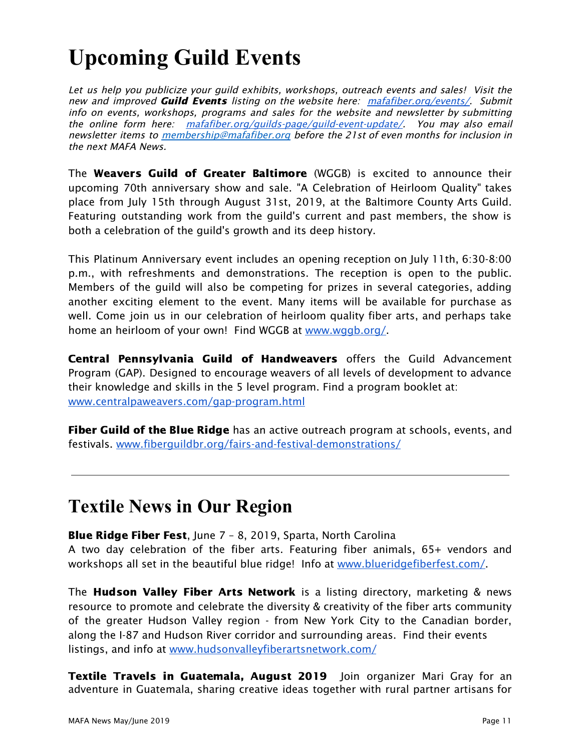# Upcoming Guild Events

*Let us help you publicize your guild exhibits, workshops, outreach events and sales! Visit the new and improved* ***Guild Events*** *listing on the website here: [mafafiber.org/events/](mafafiber.org/events/). Submit info on events, workshops, programs and sales for the website and newsletter by submitting the online form here: [mafafiber.org/guilds-page/guild-event-update/](mafafiber.org/guilds-page/guild-event-update/). You may also email newsletter items to [membership@mafafiber.org](mailto:membership@mafafiber.org) before the 21st of even months for inclusion in the next MAFA News.*

The **Weavers Guild of Greater Baltimore** (WGGB) is excited to announce their upcoming 70th anniversary show and sale. "A Celebration of Heirloom Quality" takes place from July 15th through August 31st, 2019, at the Baltimore County Arts Guild. Featuring outstanding work from the guild's current and past members, the show is both a celebration of the guild's growth and its deep history.

This Platinum Anniversary event includes an opening reception on July 11th, 6:30-8:00 p.m., with refreshments and demonstrations. The reception is open to the public. Members of the guild will also be competing for prizes in several categories, adding another exciting element to the event. Many items will be available for purchase as well. Come join us in our celebration of heirloom quality fiber arts, and perhaps take home an heirloom of your own! Find WGGB at [www.wggb.org/](www.wggb.org/).

**Central Pennsylvania Guild of Handweavers** offers the Guild Advancement Program (GAP). Designed to encourage weavers of all levels of development to advance their knowledge and skills in the 5 level program. Find a program booklet at: [www.centralpaweavers.com/gap-program.html](www.centralpaweavers.com/gap-program.html)

**Fiber Guild of the Blue Ridge** has an active outreach program at schools, events, and festivals. [www.fiberguildbr.org/fairs-and-festival-demonstrations/](www.fiberguildbr.org/fairs-and-festival-demonstrations/)

---

# Textile News in Our Region

**Blue Ridge Fiber Fest**, June 7 – 8, 2019, Sparta, North Carolina
A two day celebration of the fiber arts. Featuring fiber animals, 65+ vendors and workshops all set in the beautiful blue ridge! Info at [www.blueridgefiberfest.com/](www.blueridgefiberfest.com/).

The **Hudson Valley Fiber Arts Network** is a listing directory, marketing & news resource to promote and celebrate the diversity & creativity of the fiber arts community of the greater Hudson Valley region - from New York City to the Canadian border, along the I-87 and Hudson River corridor and surrounding areas. Find their events listings, and info at [www.hudsonvalleyfiberartsnetwork.com/](www.hudsonvalleyfiberartsnetwork.com/)

**Textile Travels in Guatemala, August 2019** Join organizer Mari Gray for an adventure in Guatemala, sharing creative ideas together with rural partner artisans for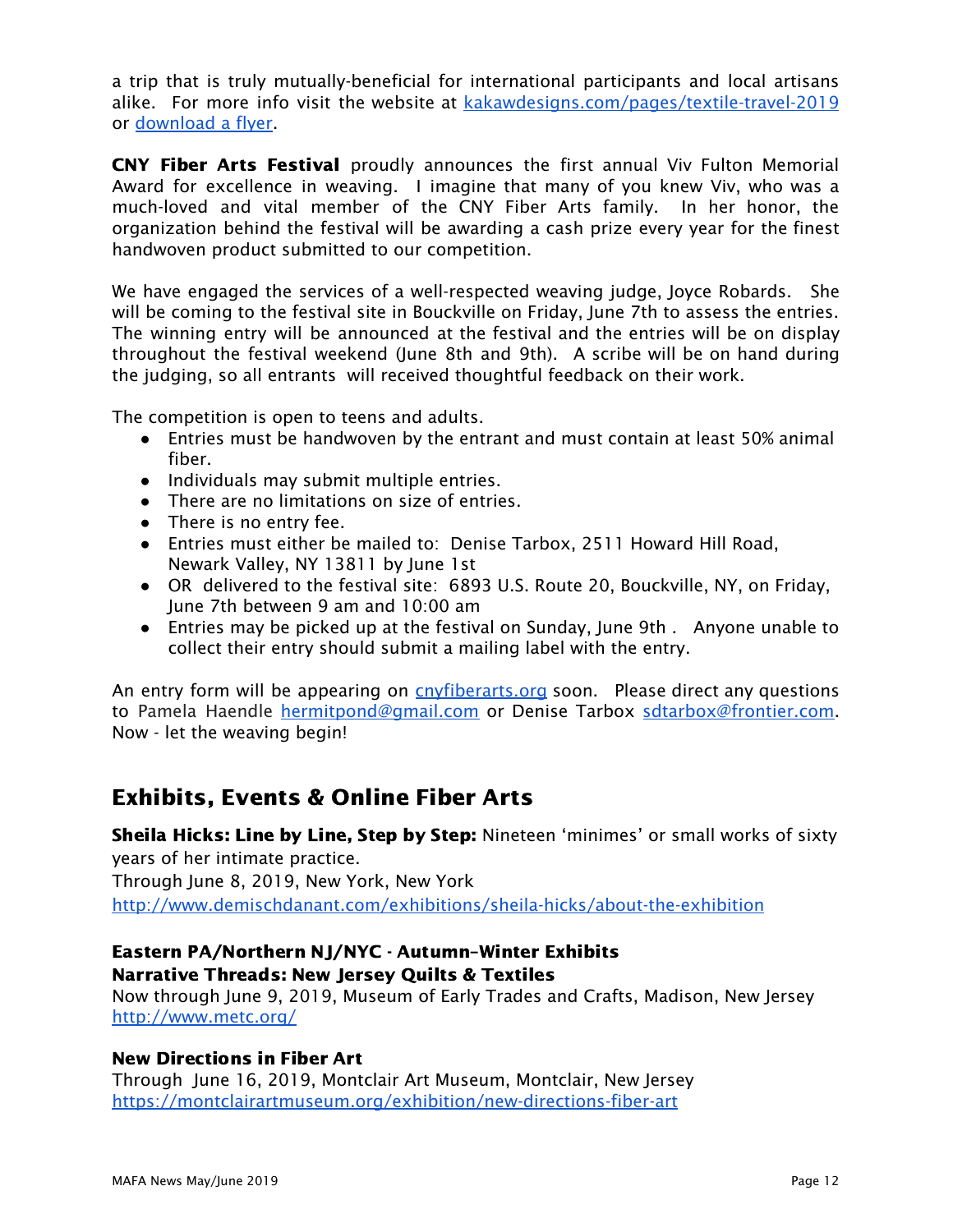a trip that is truly mutually-beneficial for international participants and local artisans alike. For more info visit the website at [kakawdesigns.com/pages/textile-travel-2019](kakawdesigns.com/pages/textile-travel-2019) or [download a flyer](download a flyer).

**CNY Fiber Arts Festival** proudly announces the first annual Viv Fulton Memorial Award for excellence in weaving. I imagine that many of you knew Viv, who was a much-loved and vital member of the CNY Fiber Arts family. In her honor, the organization behind the festival will be awarding a cash prize every year for the finest handwoven product submitted to our competition.

We have engaged the services of a well-respected weaving judge, Joyce Robards. She will be coming to the festival site in Bouckville on Friday, June 7th to assess the entries. The winning entry will be announced at the festival and the entries will be on display throughout the festival weekend (June 8th and 9th). A scribe will be on hand during the judging, so all entrants will received thoughtful feedback on their work.

The competition is open to teens and adults.

- Entries must be handwoven by the entrant and must contain at least 50% animal fiber.
- Individuals may submit multiple entries.
- There are no limitations on size of entries.
- There is no entry fee.
- Entries must either be mailed to: Denise Tarbox, 2511 Howard Hill Road, Newark Valley, NY 13811 by June 1st
- OR delivered to the festival site: 6893 U.S. Route 20, Bouckville, NY, on Friday, June 7th between 9 am and 10:00 am
- Entries may be picked up at the festival on Sunday, June 9th . Anyone unable to collect their entry should submit a mailing label with the entry.

An entry form will be appearing on [cnyfiberarts.org](cnyfiberarts.org) soon. Please direct any questions to Pamela Haendle [hermitpond@gmail.com](mailto:hermitpond@gmail.com) or Denise Tarbox [sdtarbox@frontier.com](mailto:sdtarbox@frontier.com). Now - let the weaving begin!

## Exhibits, Events & Online Fiber Arts

**Sheila Hicks: Line by Line, Step by Step:** Nineteen 'minimes' or small works of sixty years of her intimate practice.
Through June 8, 2019, New York, New York
[http://www.demischdanant.com/exhibitions/sheila-hicks/about-the-exhibition](http://www.demischdanant.com/exhibitions/sheila-hicks/about-the-exhibition)

**Eastern PA/Northern NJ/NYC - Autumn–Winter Exhibits**
**Narrative Threads: New Jersey Quilts & Textiles**
Now through June 9, 2019, Museum of Early Trades and Crafts, Madison, New Jersey
[http://www.metc.org/](http://www.metc.org/)

**New Directions in Fiber Art**
Through June 16, 2019, Montclair Art Museum, Montclair, New Jersey
[https://montclairartmuseum.org/exhibition/new-directions-fiber-art](https://montclairartmuseum.org/exhibition/new-directions-fiber-art)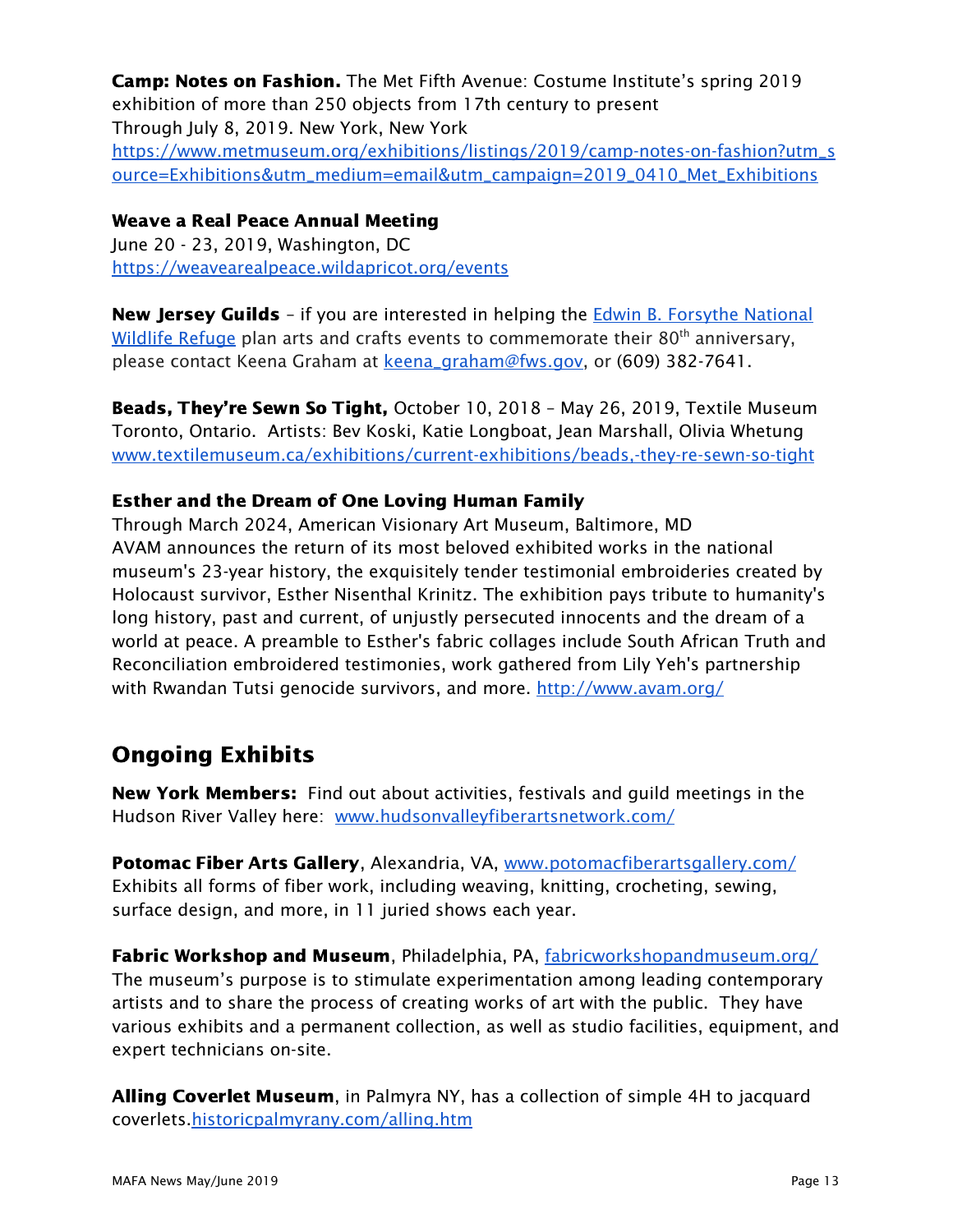**Camp: Notes on Fashion.** The Met Fifth Avenue: Costume Institute's spring 2019 exhibition of more than 250 objects from 17th century to present
Through July 8, 2019. New York, New York
https://www.metmuseum.org/exhibitions/listings/2019/camp-notes-on-fashion?utm_source=Exhibitions&utm_medium=email&utm_campaign=2019_0410_Met_Exhibitions

**Weave a Real Peace Annual Meeting**
June 20 - 23, 2019, Washington, DC
https://weavearealpeace.wildapricot.org/events

**New Jersey Guilds** – if you are interested in helping the Edwin B. Forsythe National Wildlife Refuge plan arts and crafts events to commemorate their 80th anniversary, please contact Keena Graham at keena_graham@fws.gov, or (609) 382-7641.

**Beads, They're Sewn So Tight,** October 10, 2018 – May 26, 2019, Textile Museum Toronto, Ontario. Artists: Bev Koski, Katie Longboat, Jean Marshall, Olivia Whetung
www.textilemuseum.ca/exhibitions/current-exhibitions/beads,-they-re-sewn-so-tight

**Esther and the Dream of One Loving Human Family**
Through March 2024, American Visionary Art Museum, Baltimore, MD
AVAM announces the return of its most beloved exhibited works in the national museum's 23-year history, the exquisitely tender testimonial embroideries created by Holocaust survivor, Esther Nisenthal Krinitz. The exhibition pays tribute to humanity's long history, past and current, of unjustly persecuted innocents and the dream of a world at peace. A preamble to Esther's fabric collages include South African Truth and Reconciliation embroidered testimonies, work gathered from Lily Yeh's partnership with Rwandan Tutsi genocide survivors, and more. http://www.avam.org/

## Ongoing Exhibits

**New York Members:** Find out about activities, festivals and guild meetings in the Hudson River Valley here: www.hudsonvalleyfiberartsnetwork.com/

**Potomac Fiber Arts Gallery**, Alexandria, VA, www.potomacfiberartsgallery.com/
Exhibits all forms of fiber work, including weaving, knitting, crocheting, sewing, surface design, and more, in 11 juried shows each year.

**Fabric Workshop and Museum**, Philadelphia, PA, fabricworkshopandmuseum.org/
The museum's purpose is to stimulate experimentation among leading contemporary artists and to share the process of creating works of art with the public. They have various exhibits and a permanent collection, as well as studio facilities, equipment, and expert technicians on-site.

**Alling Coverlet Museum**, in Palmyra NY, has a collection of simple 4H to jacquard coverlets.historicpalmyrany.com/alling.htm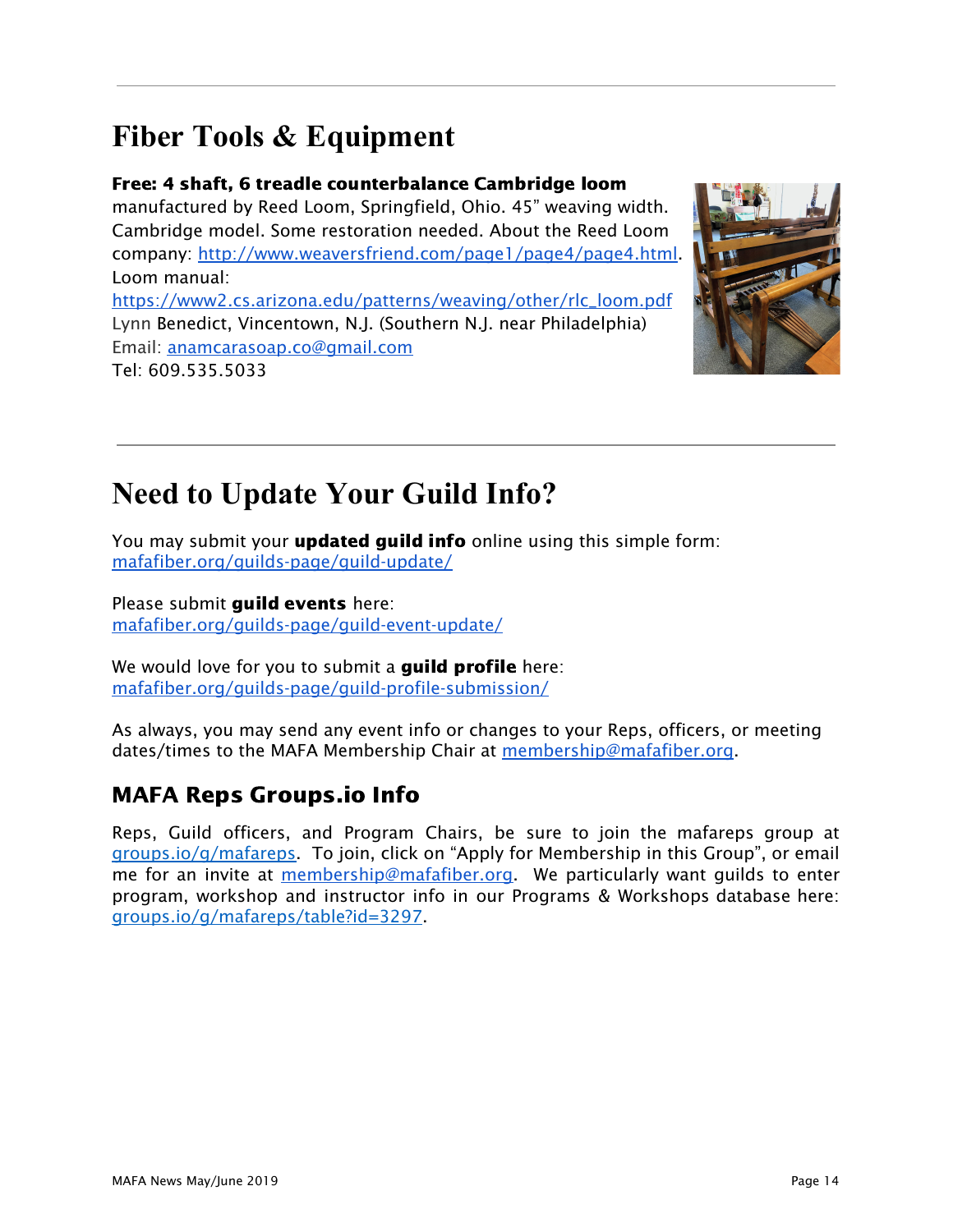# Fiber Tools & Equipment

**Free: 4 shaft, 6 treadle counterbalance Cambridge loom** manufactured by Reed Loom, Springfield, Ohio. 45" weaving width. Cambridge model. Some restoration needed. About the Reed Loom company: http://www.weaversfriend.com/page1/page4/page4.html.
Loom manual:
https://www2.cs.arizona.edu/patterns/weaving/other/rlc_loom.pdf
Lynn Benedict, Vincentown, N.J. (Southern N.J. near Philadelphia)
Email: anamcarasoap.co@gmail.com
Tel: 609.535.5033

# Need to Update Your Guild Info?

You may submit your **updated guild info** online using this simple form:
mafafiber.org/guilds-page/guild-update/

Please submit **guild events** here:
mafafiber.org/guilds-page/guild-event-update/

We would love for you to submit a **guild profile** here:
mafafiber.org/guilds-page/guild-profile-submission/

As always, you may send any event info or changes to your Reps, officers, or meeting dates/times to the MAFA Membership Chair at membership@mafafiber.org.

## MAFA Reps Groups.io Info

Reps, Guild officers, and Program Chairs, be sure to join the mafareps group at groups.io/g/mafareps. To join, click on "Apply for Membership in this Group", or email me for an invite at membership@mafafiber.org. We particularly want guilds to enter program, workshop and instructor info in our Programs & Workshops database here: groups.io/g/mafareps/table?id=3297.